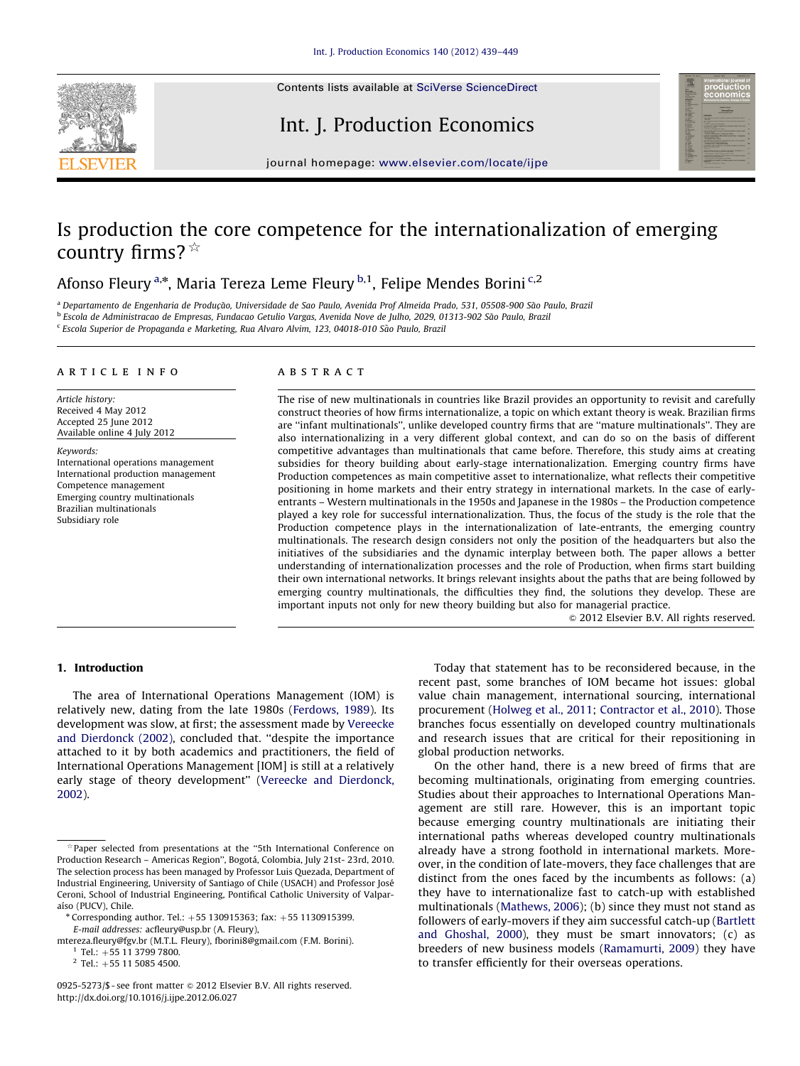# Is production the core competence for the internationalization of emerging country firms? ☆

Afonso Fleury [a,*], Maria Tereza Leme Fleury [b,1], Felipe Mendes Borini [c,2]

[a] Departamento de Engenharia de Produção, Universidade de Sao Paulo, Avenida Prof Almeida Prado, 531, 05508-900 São Paulo, Brazil
[b] Escola de Administracao de Empresas, Fundacao Getulio Vargas, Avenida Nove de Julho, 2029, 01313-902 São Paulo, Brazil
[c] Escola Superior de Propaganda e Marketing, Rua Alvaro Alvim, 123, 04018-010 São Paulo, Brazil

## ARTICLE INFO

*Article history:*
Received 4 May 2012
Accepted 25 June 2012
Available online 4 July 2012

*Keywords:*
International operations management
International production management
Competence management
Emerging country multinationals
Brazilian multinationals
Subsidiary role

## ABSTRACT

The rise of new multinationals in countries like Brazil provides an opportunity to revisit and carefully construct theories of how firms internationalize, a topic on which extant theory is weak. Brazilian firms are "infant multinationals", unlike developed country firms that are "mature multinationals". They are also internationalizing in a very different global context, and can do so on the basis of different competitive advantages than multinationals that came before. Therefore, this study aims at creating subsidies for theory building about early-stage internationalization. Emerging country firms have Production competences as main competitive asset to internationalize, what reflects their competitive positioning in home markets and their entry strategy in international markets. In the case of early-entrants – Western multinationals in the 1950s and Japanese in the 1980s – the Production competence played a key role for successful internationalization. Thus, the focus of the study is the role that the Production competence plays in the internationalization of late-entrants, the emerging country multinationals. The research design considers not only the position of the headquarters but also the initiatives of the subsidiaries and the dynamic interplay between both. The paper allows a better understanding of internationalization processes and the role of Production, when firms start building their own international networks. It brings relevant insights about the paths that are being followed by emerging country multinationals, the difficulties they find, the solutions they develop. These are important inputs not only for new theory building but also for managerial practice.

© 2012 Elsevier B.V. All rights reserved.

## 1. Introduction

The area of International Operations Management (IOM) is relatively new, dating from the late 1980s (Ferdows, 1989). Its development was slow, at first; the assessment made by Vereecke and Dierdonck (2002), concluded that. "despite the importance attached to it by both academics and practitioners, the field of International Operations Management [IOM] is still at a relatively early stage of theory development" (Vereecke and Dierdonck, 2002).

Today that statement has to be reconsidered because, in the recent past, some branches of IOM became hot issues: global value chain management, international sourcing, international procurement (Holweg et al., 2011; Contractor et al., 2010). Those branches focus essentially on developed country multinationals and research issues that are critical for their repositioning in global production networks.

On the other hand, there is a new breed of firms that are becoming multinationals, originating from emerging countries. Studies about their approaches to International Operations Management are still rare. However, this is an important topic because emerging country multinationals are initiating their international paths whereas developed country multinationals already have a strong foothold in international markets. Moreover, in the condition of late-movers, they face challenges that are distinct from the ones faced by the incumbents as follows: (a) they have to internationalize fast to catch-up with established multinationals (Mathews, 2006); (b) since they must not stand as followers of early-movers if they aim successful catch-up (Bartlett and Ghoshal, 2000), they must be smart innovators; (c) as breeders of new business models (Ramamurti, 2009) they have to transfer efficiently for their overseas operations.

---

☆ Paper selected from presentations at the "5th International Conference on Production Research – Americas Region", Bogotá, Colombia, July 21st- 23rd, 2010. The selection process has been managed by Professor Luis Quezada, Department of Industrial Engineering, University of Santiago of Chile (USACH) and Professor José Ceroni, School of Industrial Engineering, Pontifical Catholic University of Valparaíso (PUCV), Chile.

\* Corresponding author. Tel.: +55 130915363; fax: +55 1130915399.
E-mail addresses: acfleury@usp.br (A. Fleury), mtereza.fleury@fgv.br (M.T.L. Fleury), fborini8@gmail.com (F.M. Borini).

[1] Tel.: +55 11 3799 7800.
[2] Tel.: +55 11 5085 4500.

0925-5273/$ - see front matter © 2012 Elsevier B.V. All rights reserved.
http://dx.doi.org/10.1016/j.ijpe.2012.06.027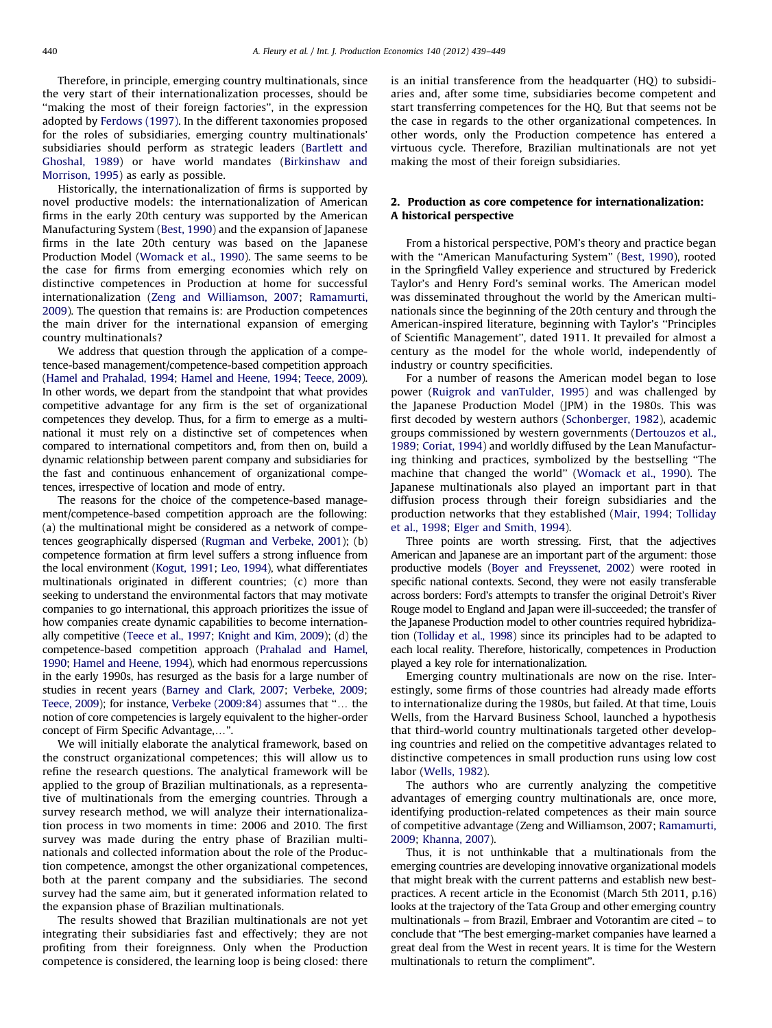Therefore, in principle, emerging country multinationals, since the very start of their internationalization processes, should be "making the most of their foreign factories", in the expression adopted by Ferdows (1997). In the different taxonomies proposed for the roles of subsidiaries, emerging country multinationals' subsidiaries should perform as strategic leaders (Bartlett and Ghoshal, 1989) or have world mandates (Birkinshaw and Morrison, 1995) as early as possible.

Historically, the internationalization of firms is supported by novel productive models: the internationalization of American firms in the early 20th century was supported by the American Manufacturing System (Best, 1990) and the expansion of Japanese firms in the late 20th century was based on the Japanese Production Model (Womack et al., 1990). The same seems to be the case for firms from emerging economies which rely on distinctive competences in Production at home for successful internationalization (Zeng and Williamson, 2007; Ramamurti, 2009). The question that remains is: are Production competences the main driver for the international expansion of emerging country multinationals?

We address that question through the application of a competence-based management/competence-based competition approach (Hamel and Prahalad, 1994; Hamel and Heene, 1994; Teece, 2009). In other words, we depart from the standpoint that what provides competitive advantage for any firm is the set of organizational competences they develop. Thus, for a firm to emerge as a multinational it must rely on a distinctive set of competences when compared to international competitors and, from then on, build a dynamic relationship between parent company and subsidiaries for the fast and continuous enhancement of organizational competences, irrespective of location and mode of entry.

The reasons for the choice of the competence-based management/competence-based competition approach are the following: (a) the multinational might be considered as a network of competences geographically dispersed (Rugman and Verbeke, 2001); (b) competence formation at firm level suffers a strong influence from the local environment (Kogut, 1991; Leo, 1994), what differentiates multinationals originated in different countries; (c) more than seeking to understand the environmental factors that may motivate companies to go international, this approach prioritizes the issue of how companies create dynamic capabilities to become internationally competitive (Teece et al., 1997; Knight and Kim, 2009); (d) the competence-based competition approach (Prahalad and Hamel, 1990; Hamel and Heene, 1994), which had enormous repercussions in the early 1990s, has resurged as the basis for a large number of studies in recent years (Barney and Clark, 2007; Verbeke, 2009; Teece, 2009); for instance, Verbeke (2009:84) assumes that "… the notion of core competencies is largely equivalent to the higher-order concept of Firm Specific Advantage,…".

We will initially elaborate the analytical framework, based on the construct organizational competences; this will allow us to refine the research questions. The analytical framework will be applied to the group of Brazilian multinationals, as a representative of multinationals from the emerging countries. Through a survey research method, we will analyze their internationalization process in two moments in time: 2006 and 2010. The first survey was made during the entry phase of Brazilian multinationals and collected information about the role of the Production competence, amongst the other organizational competences, both at the parent company and the subsidiaries. The second survey had the same aim, but it generated information related to the expansion phase of Brazilian multinationals.

The results showed that Brazilian multinationals are not yet integrating their subsidiaries fast and effectively; they are not profiting from their foreignness. Only when the Production competence is considered, the learning loop is being closed: there is an initial transference from the headquarter (HQ) to subsidiaries and, after some time, subsidiaries become competent and start transferring competences for the HQ. But that seems not be the case in regards to the other organizational competences. In other words, only the Production competence has entered a virtuous cycle. Therefore, Brazilian multinationals are not yet making the most of their foreign subsidiaries.

## 2. Production as core competence for internationalization: A historical perspective

From a historical perspective, POM's theory and practice began with the "American Manufacturing System" (Best, 1990), rooted in the Springfield Valley experience and structured by Frederick Taylor's and Henry Ford's seminal works. The American model was disseminated throughout the world by the American multinationals since the beginning of the 20th century and through the American-inspired literature, beginning with Taylor's "Principles of Scientific Management", dated 1911. It prevailed for almost a century as the model for the whole world, independently of industry or country specificities.

For a number of reasons the American model began to lose power (Ruigrok and vanTulder, 1995) and was challenged by the Japanese Production Model (JPM) in the 1980s. This was first decoded by western authors (Schonberger, 1982), academic groups commissioned by western governments (Dertouzos et al., 1989; Coriat, 1994) and worldly diffused by the Lean Manufacturing thinking and practices, symbolized by the bestselling "The machine that changed the world" (Womack et al., 1990). The Japanese multinationals also played an important part in that diffusion process through their foreign subsidiaries and the production networks that they established (Mair, 1994; Tolliday et al., 1998; Elger and Smith, 1994).

Three points are worth stressing. First, that the adjectives American and Japanese are an important part of the argument: those productive models (Boyer and Freyssenet, 2002) were rooted in specific national contexts. Second, they were not easily transferable across borders: Ford's attempts to transfer the original Detroit's River Rouge model to England and Japan were ill-succeeded; the transfer of the Japanese Production model to other countries required hybridization (Tolliday et al., 1998) since its principles had to be adapted to each local reality. Therefore, historically, competences in Production played a key role for internationalization.

Emerging country multinationals are now on the rise. Interestingly, some firms of those countries had already made efforts to internationalize during the 1980s, but failed. At that time, Louis Wells, from the Harvard Business School, launched a hypothesis that third-world country multinationals targeted other developing countries and relied on the competitive advantages related to distinctive competences in small production runs using low cost labor (Wells, 1982).

The authors who are currently analyzing the competitive advantages of emerging country multinationals are, once more, identifying production-related competences as their main source of competitive advantage (Zeng and Williamson, 2007; Ramamurti, 2009; Khanna, 2007).

Thus, it is not unthinkable that a multinationals from the emerging countries are developing innovative organizational models that might break with the current patterns and establish new best-practices. A recent article in the Economist (March 5th 2011, p.16) looks at the trajectory of the Tata Group and other emerging country multinationals – from Brazil, Embraer and Votorantim are cited – to conclude that "The best emerging-market companies have learned a great deal from the West in recent years. It is time for the Western multinationals to return the compliment".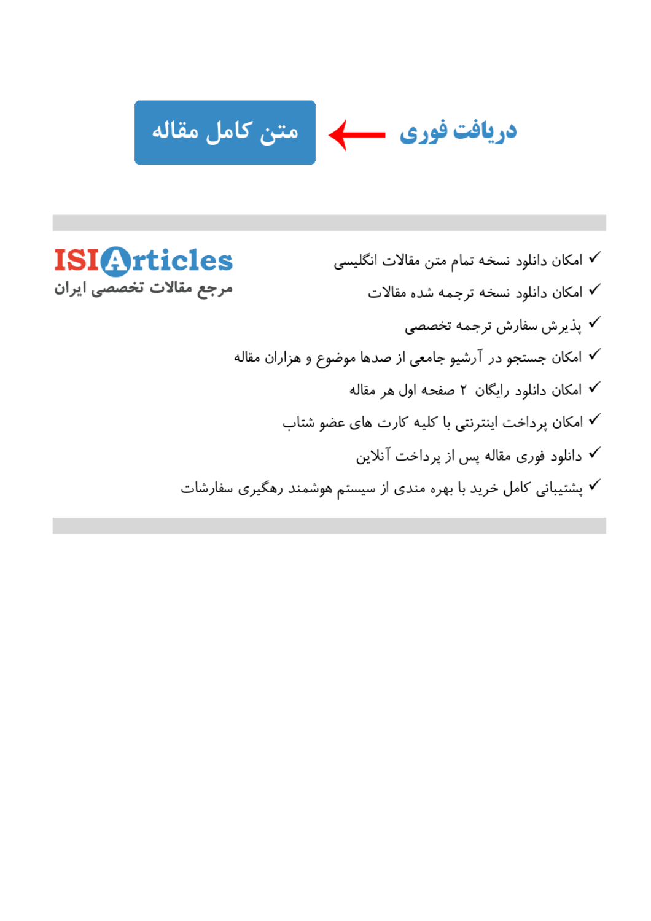دریافت فوری ← **متن کامل مقاله**

**ISIArticles**
مرجع مقالات تخصصی ایران

- ✓ امکان دانلود نسخه تمام متن مقالات انگلیسی
- ✓ امکان دانلود نسخه ترجمه شده مقالات
- ✓ پذیرش سفارش ترجمه تخصصی
- ✓ امکان جستجو در آرشیو جامعی از صدها موضوع و هزاران مقاله
- ✓ امکان دانلود رایگان ۲ صفحه اول هر مقاله
- ✓ امکان پرداخت اینترنتی با کلیه کارت های عضو شتاب
- ✓ دانلود فوری مقاله پس از پرداخت آنلاین
- ✓ پشتیبانی کامل خرید با بهره مندی از سیستم هوشمند رهگیری سفارشات